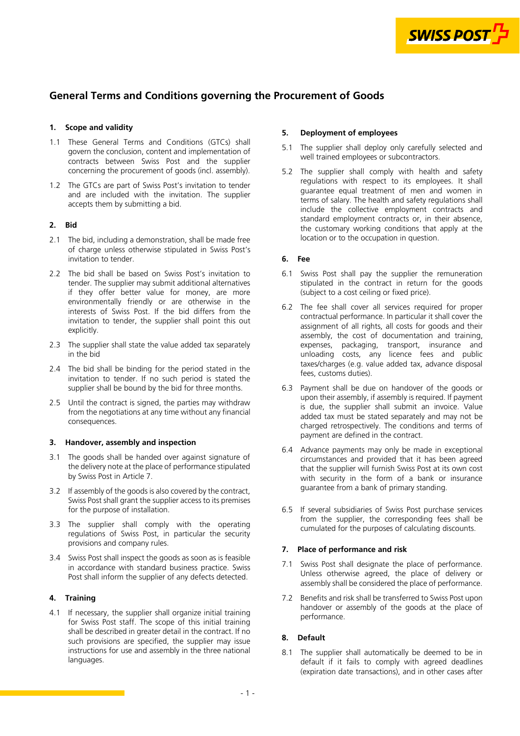# General Terms and Conditions governing the Procurement of Goods

## 1. Scope and validity

1.1 These General Terms and Conditions (GTCs) shall govern the conclusion, content and implementation of contracts between Swiss Post and the supplier concerning the procurement of goods (incl. assembly).

1.2 The GTCs are part of Swiss Post's invitation to tender and are included with the invitation. The supplier accepts them by submitting a bid.

## 2. Bid

2.1 The bid, including a demonstration, shall be made free of charge unless otherwise stipulated in Swiss Post's invitation to tender.

2.2 The bid shall be based on Swiss Post's invitation to tender. The supplier may submit additional alternatives if they offer better value for money, are more environmentally friendly or are otherwise in the interests of Swiss Post. If the bid differs from the invitation to tender, the supplier shall point this out explicitly.

2.3 The supplier shall state the value added tax separately in the bid

2.4 The bid shall be binding for the period stated in the invitation to tender. If no such period is stated the supplier shall be bound by the bid for three months.

2.5 Until the contract is signed, the parties may withdraw from the negotiations at any time without any financial consequences.

## 3. Handover, assembly and inspection

3.1 The goods shall be handed over against signature of the delivery note at the place of performance stipulated by Swiss Post in Article 7.

3.2 If assembly of the goods is also covered by the contract, Swiss Post shall grant the supplier access to its premises for the purpose of installation.

3.3 The supplier shall comply with the operating regulations of Swiss Post, in particular the security provisions and company rules.

3.4 Swiss Post shall inspect the goods as soon as is feasible in accordance with standard business practice. Swiss Post shall inform the supplier of any defects detected.

## 4. Training

4.1 If necessary, the supplier shall organize initial training for Swiss Post staff. The scope of this initial training shall be described in greater detail in the contract. If no such provisions are specified, the supplier may issue instructions for use and assembly in the three national languages.

## 5. Deployment of employees

5.1 The supplier shall deploy only carefully selected and well trained employees or subcontractors.

5.2 The supplier shall comply with health and safety regulations with respect to its employees. It shall guarantee equal treatment of men and women in terms of salary. The health and safety regulations shall include the collective employment contracts and standard employment contracts or, in their absence, the customary working conditions that apply at the location or to the occupation in question.

## 6. Fee

6.1 Swiss Post shall pay the supplier the remuneration stipulated in the contract in return for the goods (subject to a cost ceiling or fixed price).

6.2 The fee shall cover all services required for proper contractual performance. In particular it shall cover the assignment of all rights, all costs for goods and their assembly, the cost of documentation and training, expenses, packaging, transport, insurance and unloading costs, any licence fees and public taxes/charges (e.g. value added tax, advance disposal fees, customs duties).

6.3 Payment shall be due on handover of the goods or upon their assembly, if assembly is required. If payment is due, the supplier shall submit an invoice. Value added tax must be stated separately and may not be charged retrospectively. The conditions and terms of payment are defined in the contract.

6.4 Advance payments may only be made in exceptional circumstances and provided that it has been agreed that the supplier will furnish Swiss Post at its own cost with security in the form of a bank or insurance guarantee from a bank of primary standing.

6.5 If several subsidiaries of Swiss Post purchase services from the supplier, the corresponding fees shall be cumulated for the purposes of calculating discounts.

## 7. Place of performance and risk

7.1 Swiss Post shall designate the place of performance. Unless otherwise agreed, the place of delivery or assembly shall be considered the place of performance.

7.2 Benefits and risk shall be transferred to Swiss Post upon handover or assembly of the goods at the place of performance.

## 8. Default

8.1 The supplier shall automatically be deemed to be in default if it fails to comply with agreed deadlines (expiration date transactions), and in other cases after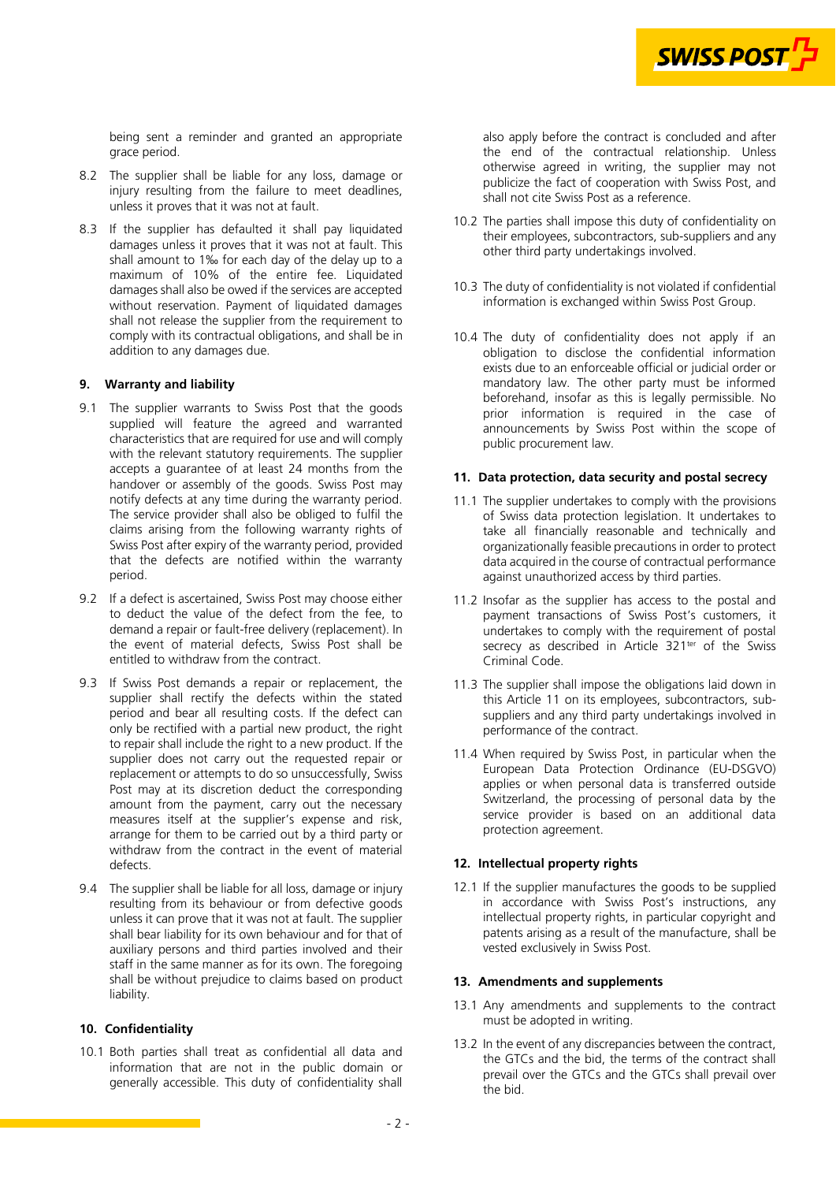being sent a reminder and granted an appropriate grace period.

8.2 The supplier shall be liable for any loss, damage or injury resulting from the failure to meet deadlines, unless it proves that it was not at fault.

8.3 If the supplier has defaulted it shall pay liquidated damages unless it proves that it was not at fault. This shall amount to 1‰ for each day of the delay up to a maximum of 10% of the entire fee. Liquidated damages shall also be owed if the services are accepted without reservation. Payment of liquidated damages shall not release the supplier from the requirement to comply with its contractual obligations, and shall be in addition to any damages due.

### 9. Warranty and liability

9.1 The supplier warrants to Swiss Post that the goods supplied will feature the agreed and warranted characteristics that are required for use and will comply with the relevant statutory requirements. The supplier accepts a guarantee of at least 24 months from the handover or assembly of the goods. Swiss Post may notify defects at any time during the warranty period. The service provider shall also be obliged to fulfil the claims arising from the following warranty rights of Swiss Post after expiry of the warranty period, provided that the defects are notified within the warranty period.

9.2 If a defect is ascertained, Swiss Post may choose either to deduct the value of the defect from the fee, to demand a repair or fault-free delivery (replacement). In the event of material defects, Swiss Post shall be entitled to withdraw from the contract.

9.3 If Swiss Post demands a repair or replacement, the supplier shall rectify the defects within the stated period and bear all resulting costs. If the defect can only be rectified with a partial new product, the right to repair shall include the right to a new product. If the supplier does not carry out the requested repair or replacement or attempts to do so unsuccessfully, Swiss Post may at its discretion deduct the corresponding amount from the payment, carry out the necessary measures itself at the supplier's expense and risk, arrange for them to be carried out by a third party or withdraw from the contract in the event of material defects.

9.4 The supplier shall be liable for all loss, damage or injury resulting from its behaviour or from defective goods unless it can prove that it was not at fault. The supplier shall bear liability for its own behaviour and for that of auxiliary persons and third parties involved and their staff in the same manner as for its own. The foregoing shall be without prejudice to claims based on product liability.

### 10. Confidentiality

10.1 Both parties shall treat as confidential all data and information that are not in the public domain or generally accessible. This duty of confidentiality shall also apply before the contract is concluded and after the end of the contractual relationship. Unless otherwise agreed in writing, the supplier may not publicize the fact of cooperation with Swiss Post, and shall not cite Swiss Post as a reference.

10.2 The parties shall impose this duty of confidentiality on their employees, subcontractors, sub-suppliers and any other third party undertakings involved.

10.3 The duty of confidentiality is not violated if confidential information is exchanged within Swiss Post Group.

10.4 The duty of confidentiality does not apply if an obligation to disclose the confidential information exists due to an enforceable official or judicial order or mandatory law. The other party must be informed beforehand, insofar as this is legally permissible. No prior information is required in the case of announcements by Swiss Post within the scope of public procurement law.

### 11. Data protection, data security and postal secrecy

11.1 The supplier undertakes to comply with the provisions of Swiss data protection legislation. It undertakes to take all financially reasonable and technically and organizationally feasible precautions in order to protect data acquired in the course of contractual performance against unauthorized access by third parties.

11.2 Insofar as the supplier has access to the postal and payment transactions of Swiss Post's customers, it undertakes to comply with the requirement of postal secrecy as described in Article 321ter of the Swiss Criminal Code.

11.3 The supplier shall impose the obligations laid down in this Article 11 on its employees, subcontractors, sub-suppliers and any third party undertakings involved in performance of the contract.

11.4 When required by Swiss Post, in particular when the European Data Protection Ordinance (EU-DSGVO) applies or when personal data is transferred outside Switzerland, the processing of personal data by the service provider is based on an additional data protection agreement.

### 12. Intellectual property rights

12.1 If the supplier manufactures the goods to be supplied in accordance with Swiss Post's instructions, any intellectual property rights, in particular copyright and patents arising as a result of the manufacture, shall be vested exclusively in Swiss Post.

### 13. Amendments and supplements

13.1 Any amendments and supplements to the contract must be adopted in writing.

13.2 In the event of any discrepancies between the contract, the GTCs and the bid, the terms of the contract shall prevail over the GTCs and the GTCs shall prevail over the bid.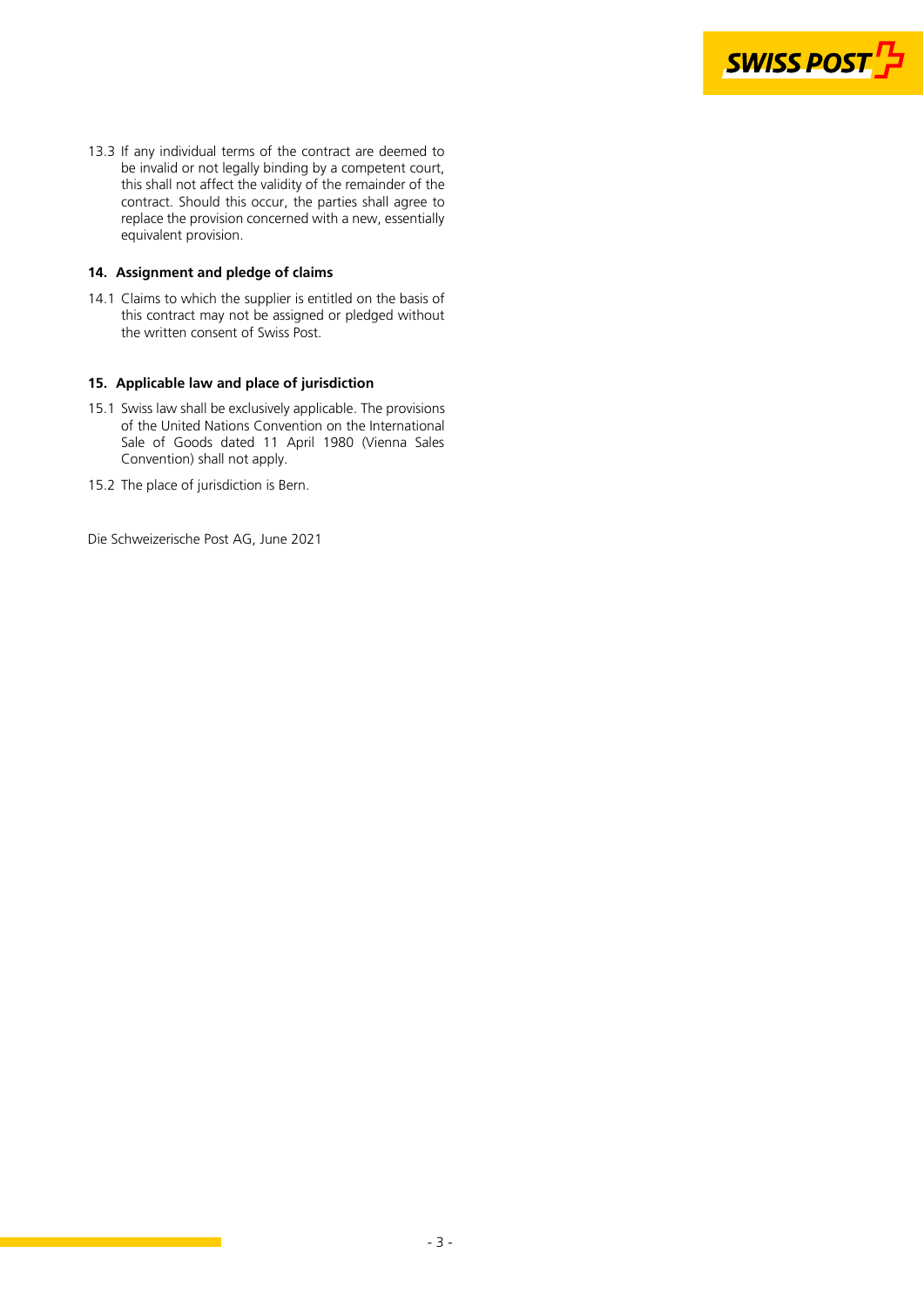13.3 If any individual terms of the contract are deemed to be invalid or not legally binding by a competent court, this shall not affect the validity of the remainder of the contract. Should this occur, the parties shall agree to replace the provision concerned with a new, essentially equivalent provision.

## 14. Assignment and pledge of claims

14.1 Claims to which the supplier is entitled on the basis of this contract may not be assigned or pledged without the written consent of Swiss Post.

## 15. Applicable law and place of jurisdiction

15.1 Swiss law shall be exclusively applicable. The provisions of the United Nations Convention on the International Sale of Goods dated 11 April 1980 (Vienna Sales Convention) shall not apply.

15.2 The place of jurisdiction is Bern.

Die Schweizerische Post AG, June 2021